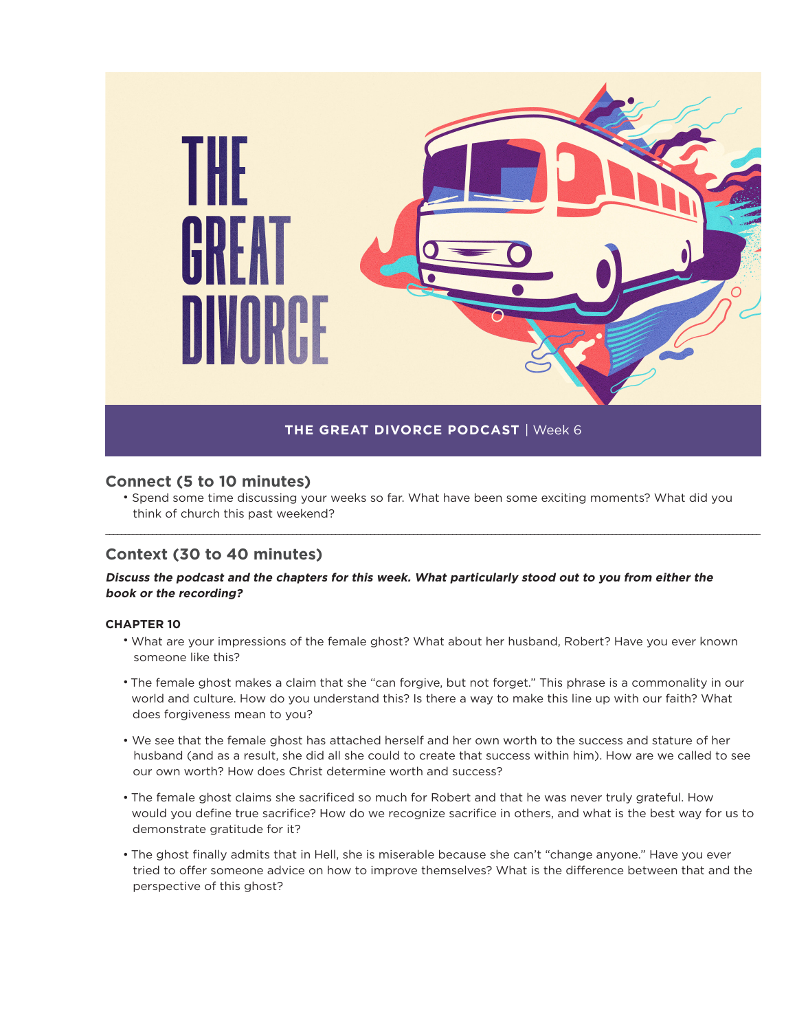# THE GREAT DIVORCE

**THE GREAT DIVORCE PODCAST** | Week 6

## Connect (5 to 10 minutes)

- Spend some time discussing your weeks so far. What have been some exciting moments? What did you think of church this past weekend?

---

## Context (30 to 40 minutes)

***Discuss the podcast and the chapters for this week. What particularly stood out to you from either the book or the recording?***

### CHAPTER 10

- What are your impressions of the female ghost? What about her husband, Robert? Have you ever known someone like this?
- The female ghost makes a claim that she "can forgive, but not forget." This phrase is a commonality in our world and culture. How do you understand this? Is there a way to make this line up with our faith? What does forgiveness mean to you?
- We see that the female ghost has attached herself and her own worth to the success and stature of her husband (and as a result, she did all she could to create that success within him). How are we called to see our own worth? How does Christ determine worth and success?
- The female ghost claims she sacrificed so much for Robert and that he was never truly grateful. How would you define true sacrifice? How do we recognize sacrifice in others, and what is the best way for us to demonstrate gratitude for it?
- The ghost finally admits that in Hell, she is miserable because she can't "change anyone." Have you ever tried to offer someone advice on how to improve themselves? What is the difference between that and the perspective of this ghost?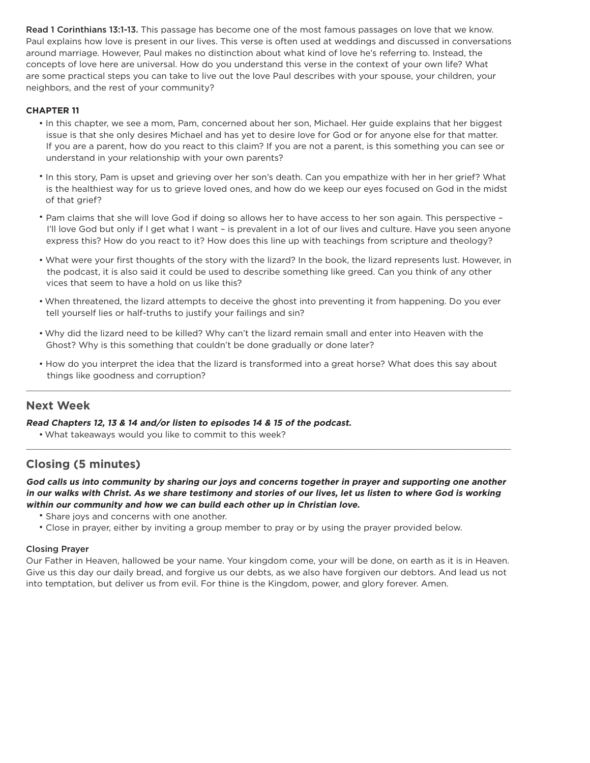**Read 1 Corinthians 13:1-13.** This passage has become one of the most famous passages on love that we know. Paul explains how love is present in our lives. This verse is often used at weddings and discussed in conversations around marriage. However, Paul makes no distinction about what kind of love he's referring to. Instead, the concepts of love here are universal. How do you understand this verse in the context of your own life? What are some practical steps you can take to live out the love Paul describes with your spouse, your children, your neighbors, and the rest of your community?

**CHAPTER 11**

- In this chapter, we see a mom, Pam, concerned about her son, Michael. Her guide explains that her biggest issue is that she only desires Michael and has yet to desire love for God or for anyone else for that matter. If you are a parent, how do you react to this claim? If you are not a parent, is this something you can see or understand in your relationship with your own parents?
- In this story, Pam is upset and grieving over her son's death. Can you empathize with her in her grief? What is the healthiest way for us to grieve loved ones, and how do we keep our eyes focused on God in the midst of that grief?
- Pam claims that she will love God if doing so allows her to have access to her son again. This perspective – I'll love God but only if I get what I want – is prevalent in a lot of our lives and culture. Have you seen anyone express this? How do you react to it? How does this line up with teachings from scripture and theology?
- What were your first thoughts of the story with the lizard? In the book, the lizard represents lust. However, in the podcast, it is also said it could be used to describe something like greed. Can you think of any other vices that seem to have a hold on us like this?
- When threatened, the lizard attempts to deceive the ghost into preventing it from happening. Do you ever tell yourself lies or half-truths to justify your failings and sin?
- Why did the lizard need to be killed? Why can't the lizard remain small and enter into Heaven with the Ghost? Why is this something that couldn't be done gradually or done later?
- How do you interpret the idea that the lizard is transformed into a great horse? What does this say about things like goodness and corruption?

---

## Next Week

***Read Chapters 12, 13 & 14 and/or listen to episodes 14 & 15 of the podcast.***

- What takeaways would you like to commit to this week?

---

## Closing (5 minutes)

***God calls us into community by sharing our joys and concerns together in prayer and supporting one another in our walks with Christ. As we share testimony and stories of our lives, let us listen to where God is working within our community and how we can build each other up in Christian love.***

- Share joys and concerns with one another.
- Close in prayer, either by inviting a group member to pray or by using the prayer provided below.

Closing Prayer

Our Father in Heaven, hallowed be your name. Your kingdom come, your will be done, on earth as it is in Heaven. Give us this day our daily bread, and forgive us our debts, as we also have forgiven our debtors. And lead us not into temptation, but deliver us from evil. For thine is the Kingdom, power, and glory forever. Amen.